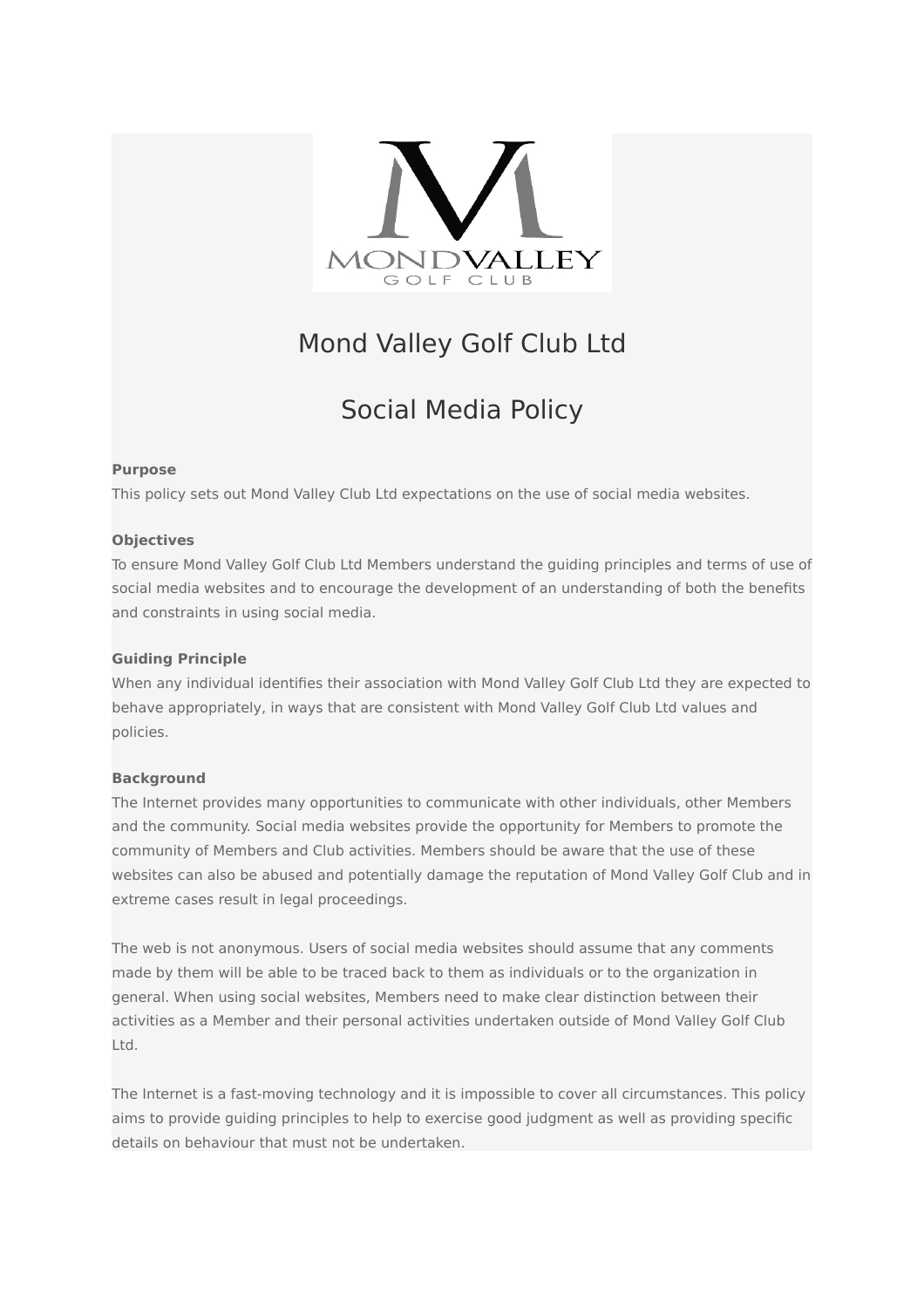# Mond Valley Golf Club Ltd

## Social Media Policy

**Purpose**

This policy sets out Mond Valley Club Ltd expectations on the use of social media websites.

**Objectives**

To ensure Mond Valley Golf Club Ltd Members understand the guiding principles and terms of use of social media websites and to encourage the development of an understanding of both the benefits and constraints in using social media.

**Guiding Principle**

When any individual identifies their association with Mond Valley Golf Club Ltd they are expected to behave appropriately, in ways that are consistent with Mond Valley Golf Club Ltd values and policies.

**Background**

The Internet provides many opportunities to communicate with other individuals, other Members and the community. Social media websites provide the opportunity for Members to promote the community of Members and Club activities. Members should be aware that the use of these websites can also be abused and potentially damage the reputation of Mond Valley Golf Club and in extreme cases result in legal proceedings.

The web is not anonymous. Users of social media websites should assume that any comments made by them will be able to be traced back to them as individuals or to the organization in general. When using social websites, Members need to make clear distinction between their activities as a Member and their personal activities undertaken outside of Mond Valley Golf Club Ltd.

The Internet is a fast-moving technology and it is impossible to cover all circumstances. This policy aims to provide guiding principles to help to exercise good judgment as well as providing specific details on behaviour that must not be undertaken.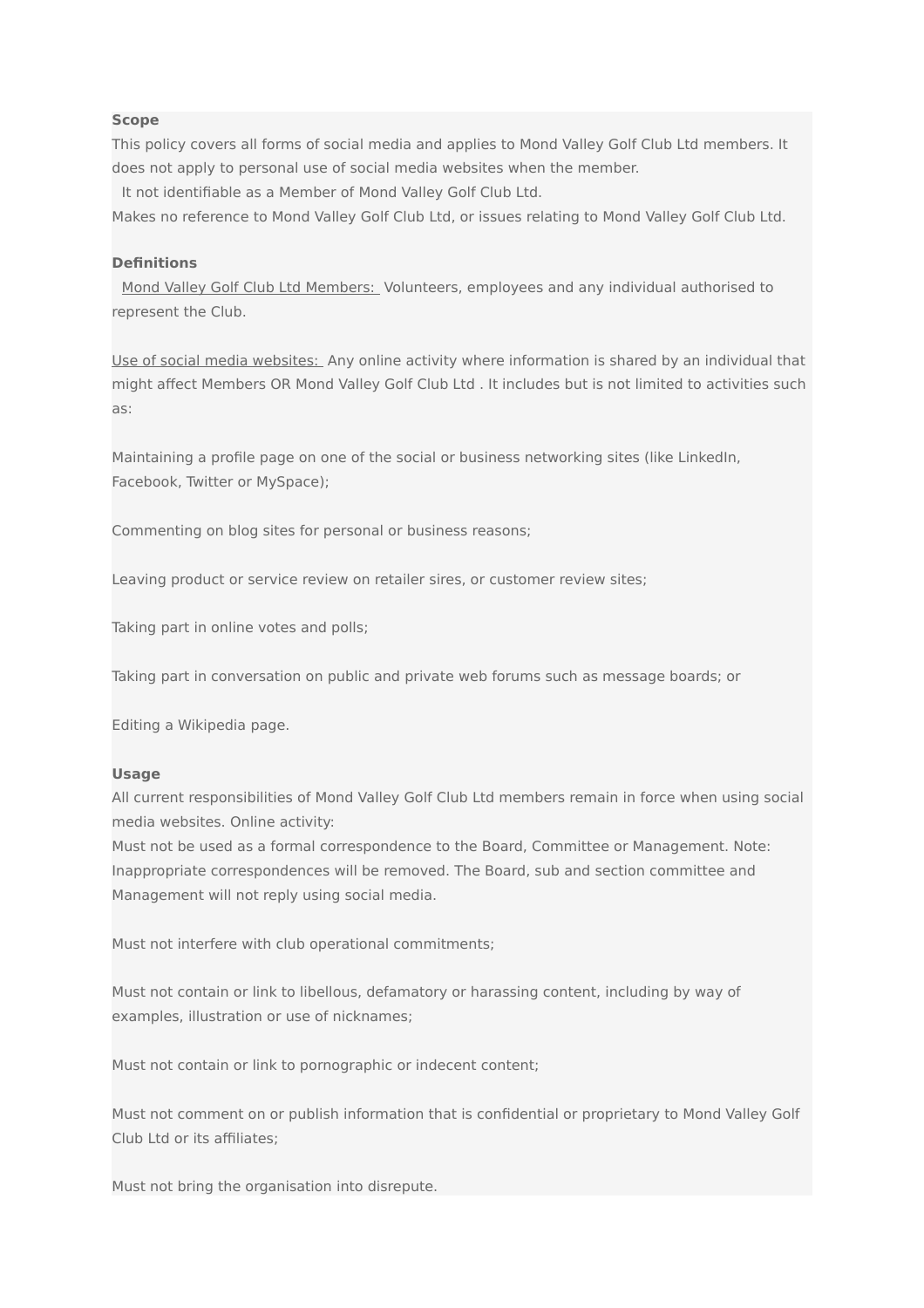**Scope**

This policy covers all forms of social media and applies to Mond Valley Golf Club Ltd members. It does not apply to personal use of social media websites when the member.

It not identifiable as a Member of Mond Valley Golf Club Ltd.

Makes no reference to Mond Valley Golf Club Ltd, or issues relating to Mond Valley Golf Club Ltd.

**Definitions**

Mond Valley Golf Club Ltd Members: Volunteers, employees and any individual authorised to represent the Club.

Use of social media websites: Any online activity where information is shared by an individual that might affect Members OR Mond Valley Golf Club Ltd . It includes but is not limited to activities such as:

Maintaining a profile page on one of the social or business networking sites (like LinkedIn, Facebook, Twitter or MySpace);

Commenting on blog sites for personal or business reasons;

Leaving product or service review on retailer sires, or customer review sites;

Taking part in online votes and polls;

Taking part in conversation on public and private web forums such as message boards; or

Editing a Wikipedia page.

**Usage**

All current responsibilities of Mond Valley Golf Club Ltd members remain in force when using social media websites. Online activity:

Must not be used as a formal correspondence to the Board, Committee or Management. Note: Inappropriate correspondences will be removed. The Board, sub and section committee and Management will not reply using social media.

Must not interfere with club operational commitments;

Must not contain or link to libellous, defamatory or harassing content, including by way of examples, illustration or use of nicknames;

Must not contain or link to pornographic or indecent content;

Must not comment on or publish information that is confidential or proprietary to Mond Valley Golf Club Ltd or its affiliates;

Must not bring the organisation into disrepute.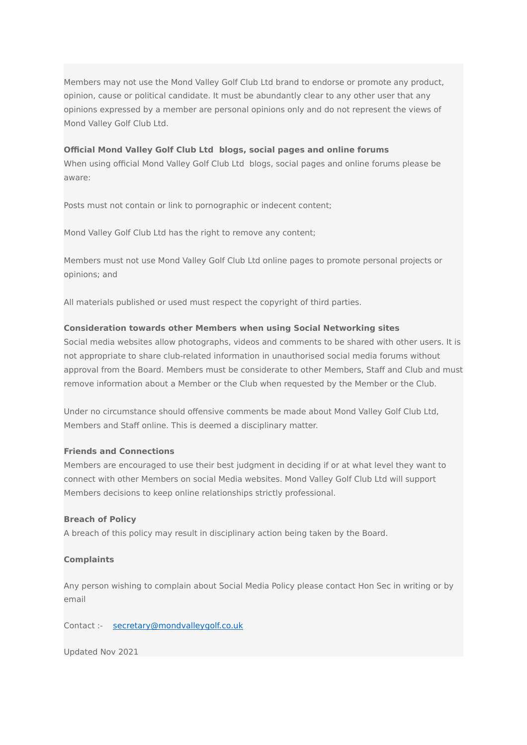Members may not use the Mond Valley Golf Club Ltd brand to endorse or promote any product, opinion, cause or political candidate. It must be abundantly clear to any other user that any opinions expressed by a member are personal opinions only and do not represent the views of Mond Valley Golf Club Ltd.

**Official Mond Valley Golf Club Ltd blogs, social pages and online forums**

When using official Mond Valley Golf Club Ltd blogs, social pages and online forums please be aware:

Posts must not contain or link to pornographic or indecent content;

Mond Valley Golf Club Ltd has the right to remove any content;

Members must not use Mond Valley Golf Club Ltd online pages to promote personal projects or opinions; and

All materials published or used must respect the copyright of third parties.

**Consideration towards other Members when using Social Networking sites**

Social media websites allow photographs, videos and comments to be shared with other users. It is not appropriate to share club-related information in unauthorised social media forums without approval from the Board. Members must be considerate to other Members, Staff and Club and must remove information about a Member or the Club when requested by the Member or the Club.

Under no circumstance should offensive comments be made about Mond Valley Golf Club Ltd, Members and Staff online. This is deemed a disciplinary matter.

**Friends and Connections**

Members are encouraged to use their best judgment in deciding if or at what level they want to connect with other Members on social Media websites. Mond Valley Golf Club Ltd will support Members decisions to keep online relationships strictly professional.

**Breach of Policy**

A breach of this policy may result in disciplinary action being taken by the Board.

**Complaints**

Any person wishing to complain about Social Media Policy please contact Hon Sec in writing or by email

Contact :- secretary@mondvalleygolf.co.uk

Updated Nov 2021